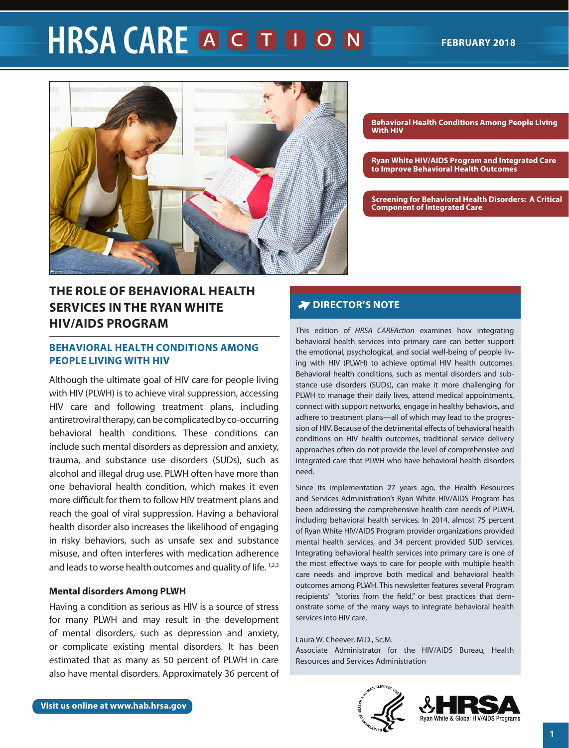# HRSA CARE ACTION

FEBRUARY 2018

- Behavioral Health Conditions Among People Living With HIV
- Ryan White HIV/AIDS Program and Integrated Care to Improve Behavioral Health Outcomes
- Screening for Behavioral Health Disorders: A Critical Component of Integrated Care

## THE ROLE OF BEHAVIORAL HEALTH SERVICES IN THE RYAN WHITE HIV/AIDS PROGRAM

### BEHAVIORAL HEALTH CONDITIONS AMONG PEOPLE LIVING WITH HIV

Although the ultimate goal of HIV care for people living with HIV (PLWH) is to achieve viral suppression, accessing HIV care and following treatment plans, including antiretroviral therapy, can be complicated by co-occurring behavioral health conditions. These conditions can include such mental disorders as depression and anxiety, trauma, and substance use disorders (SUDs), such as alcohol and illegal drug use. PLWH often have more than one behavioral health condition, which makes it even more difficult for them to follow HIV treatment plans and reach the goal of viral suppression. Having a behavioral health disorder also increases the likelihood of engaging in risky behaviors, such as unsafe sex and substance misuse, and often interferes with medication adherence and leads to worse health outcomes and quality of life. [1,2,3]

#### Mental disorders Among PLWH

Having a condition as serious as HIV is a source of stress for many PLWH and may result in the development of mental disorders, such as depression and anxiety, or complicate existing mental disorders. It has been estimated that as many as 50 percent of PLWH in care also have mental disorders. Approximately 36 percent of

### DIRECTOR'S NOTE

This edition of *HRSA CAREAction* examines how integrating behavioral health services into primary care can better support the emotional, psychological, and social well-being of people living with HIV (PLWH) to achieve optimal HIV health outcomes. Behavioral health conditions, such as mental disorders and substance use disorders (SUDs), can make it more challenging for PLWH to manage their daily lives, attend medical appointments, connect with support networks, engage in healthy behaviors, and adhere to treatment plans—all of which may lead to the progression of HIV. Because of the detrimental effects of behavioral health conditions on HIV health outcomes, traditional service delivery approaches often do not provide the level of comprehensive and integrated care that PLWH who have behavioral health disorders need.

Since its implementation 27 years ago, the Health Resources and Services Administration's Ryan White HIV/AIDS Program has been addressing the comprehensive health care needs of PLWH, including behavioral health services. In 2014, almost 75 percent of Ryan White HIV/AIDS Program provider organizations provided mental health services, and 34 percent provided SUD services. Integrating behavioral health services into primary care is one of the most effective ways to care for people with multiple health care needs and improve both medical and behavioral health outcomes among PLWH. This newsletter features several Program recipients' "stories from the field," or best practices that demonstrate some of the many ways to integrate behavioral health services into HIV care.

Laura W. Cheever, M.D., Sc.M.
Associate Administrator for the HIV/AIDS Bureau, Health Resources and Services Administration

Visit us online at www.hab.hrsa.gov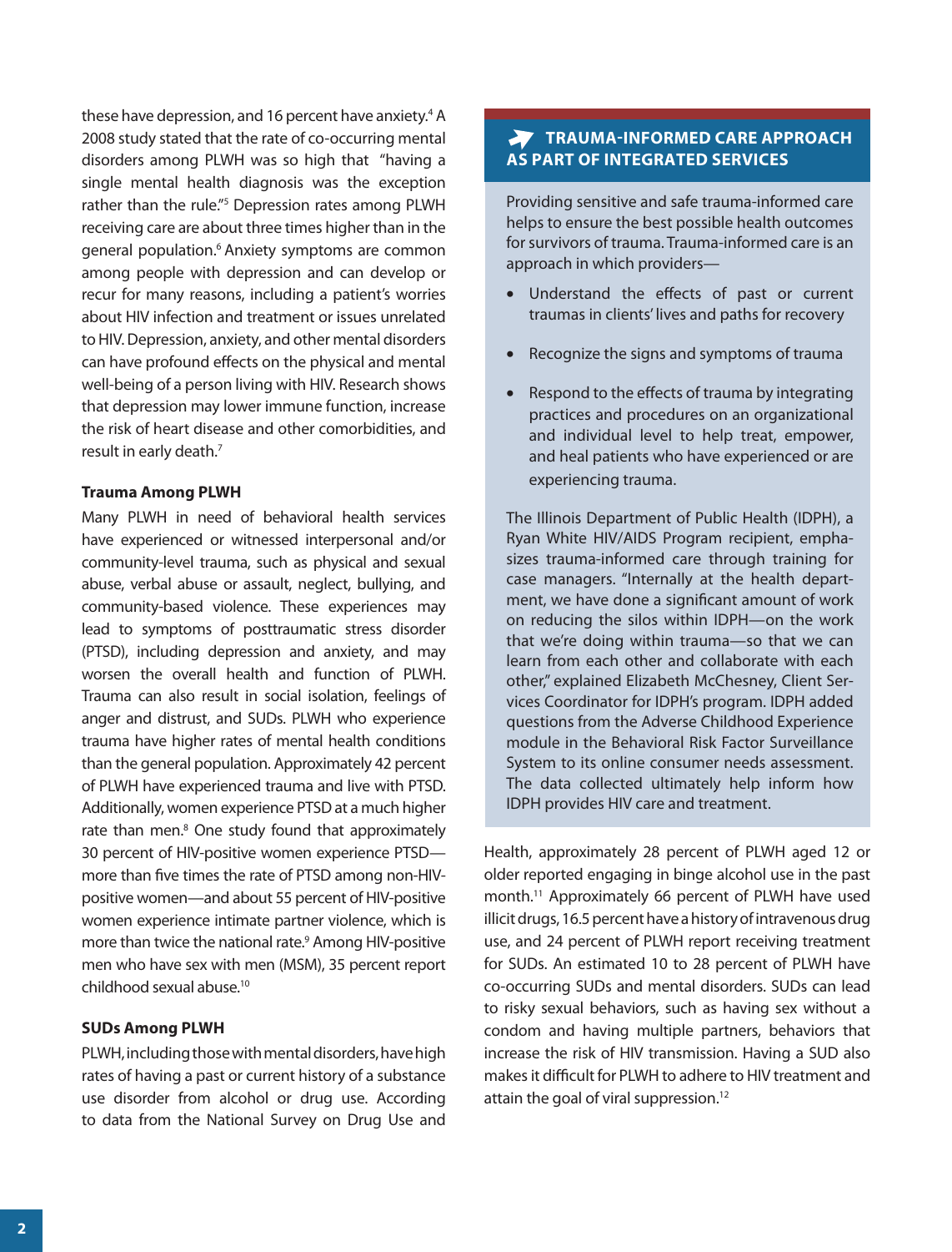these have depression, and 16 percent have anxiety.[4] A 2008 study stated that the rate of co-occurring mental disorders among PLWH was so high that "having a single mental health diagnosis was the exception rather than the rule."[5] Depression rates among PLWH receiving care are about three times higher than in the general population.[6] Anxiety symptoms are common among people with depression and can develop or recur for many reasons, including a patient's worries about HIV infection and treatment or issues unrelated to HIV. Depression, anxiety, and other mental disorders can have profound effects on the physical and mental well-being of a person living with HIV. Research shows that depression may lower immune function, increase the risk of heart disease and other comorbidities, and result in early death.[7]

### Trauma Among PLWH

Many PLWH in need of behavioral health services have experienced or witnessed interpersonal and/or community-level trauma, such as physical and sexual abuse, verbal abuse or assault, neglect, bullying, and community-based violence. These experiences may lead to symptoms of posttraumatic stress disorder (PTSD), including depression and anxiety, and may worsen the overall health and function of PLWH. Trauma can also result in social isolation, feelings of anger and distrust, and SUDs. PLWH who experience trauma have higher rates of mental health conditions than the general population. Approximately 42 percent of PLWH have experienced trauma and live with PTSD. Additionally, women experience PTSD at a much higher rate than men.[8] One study found that approximately 30 percent of HIV-positive women experience PTSD—more than five times the rate of PTSD among non-HIV-positive women—and about 55 percent of HIV-positive women experience intimate partner violence, which is more than twice the national rate.[9] Among HIV-positive men who have sex with men (MSM), 35 percent report childhood sexual abuse.[10]

### SUDs Among PLWH

PLWH, including those with mental disorders, have high rates of having a past or current history of a substance use disorder from alcohol or drug use. According to data from the National Survey on Drug Use and Health, approximately 28 percent of PLWH aged 12 or older reported engaging in binge alcohol use in the past month.[11] Approximately 66 percent of PLWH have used illicit drugs, 16.5 percent have a history of intravenous drug use, and 24 percent of PLWH report receiving treatment for SUDs. An estimated 10 to 28 percent of PLWH have co-occurring SUDs and mental disorders. SUDs can lead to risky behaviors, such as having sex without a condom and having multiple partners, behaviors that increase the risk of HIV transmission. Having a SUD also makes it difficult for PLWH to adhere to HIV treatment and attain the goal of viral suppression.[12]

### TRAUMA-INFORMED CARE APPROACH AS PART OF INTEGRATED SERVICES

Providing sensitive and safe trauma-informed care helps to ensure the best possible health outcomes for survivors of trauma. Trauma-informed care is an approach in which providers—

- Understand the effects of past or current traumas in clients' lives and paths for recovery
- Recognize the signs and symptoms of trauma
- Respond to the effects of trauma by integrating practices and procedures on an organizational and individual level to help treat, empower, and heal patients who have experienced or are experiencing trauma.

The Illinois Department of Public Health (IDPH), a Ryan White HIV/AIDS Program recipient, emphasizes trauma-informed care through training for case managers. "Internally at the health department, we have done a significant amount of work on reducing the silos within IDPH—on the work that we're doing within trauma—so that we can learn from each other and collaborate with each other," explained Elizabeth McChesney, Client Services Coordinator for IDPH's program. IDPH added questions from the Adverse Childhood Experience module in the Behavioral Risk Factor Surveillance System to its online consumer needs assessment. The data collected ultimately help inform how IDPH provides HIV care and treatment.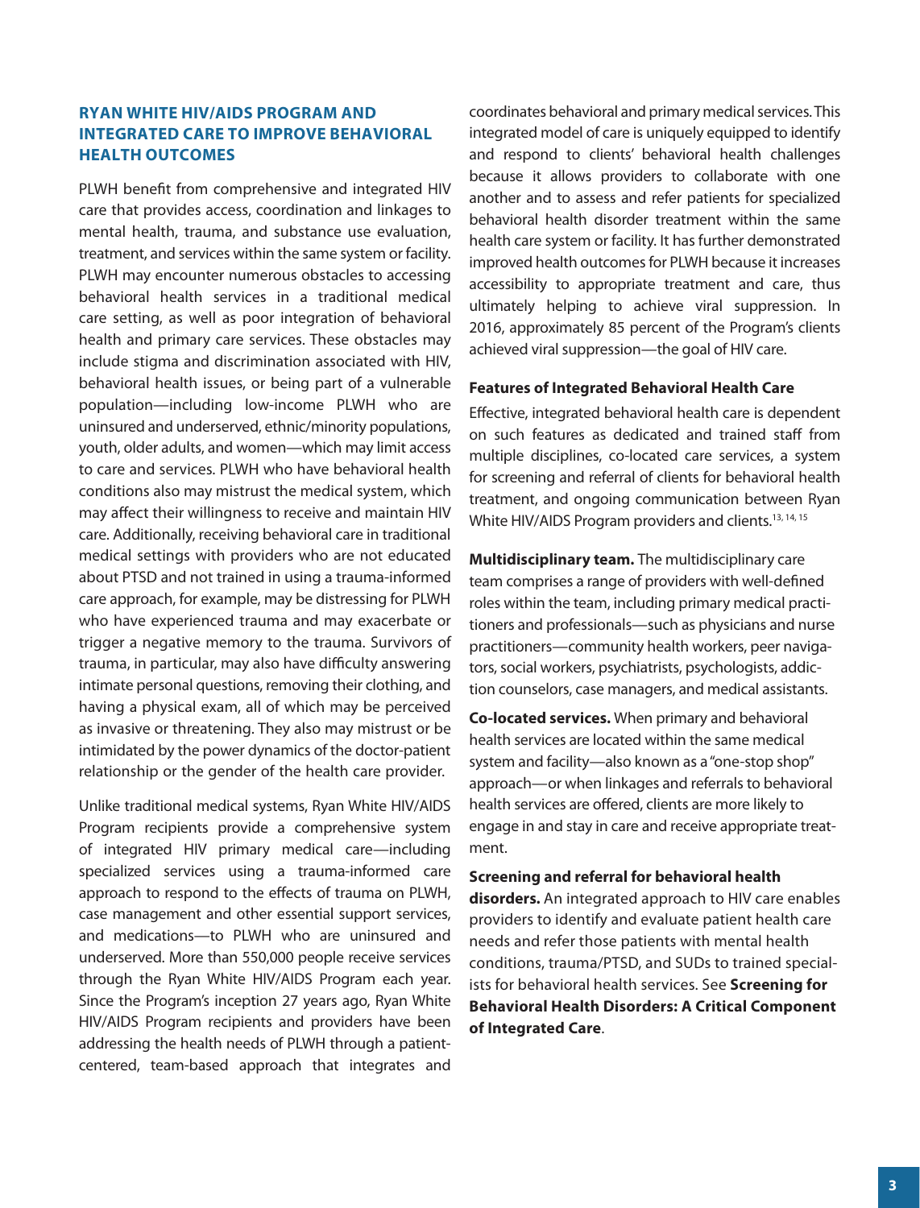## RYAN WHITE HIV/AIDS PROGRAM AND INTEGRATED CARE TO IMPROVE BEHAVIORAL HEALTH OUTCOMES

PLWH benefit from comprehensive and integrated HIV care that provides access, coordination and linkages to mental health, trauma, and substance use evaluation, treatment, and services within the same system or facility. PLWH may encounter numerous obstacles to accessing behavioral health services in a traditional medical care setting, as well as poor integration of behavioral health and primary care services. These obstacles may include stigma and discrimination associated with HIV, behavioral health issues, or being part of a vulnerable population—including low-income PLWH who are uninsured and underserved, ethnic/minority populations, youth, older adults, and women—which may limit access to care and services. PLWH who have behavioral health conditions also may mistrust the medical system, which may affect their willingness to receive and maintain HIV care. Additionally, receiving behavioral care in traditional medical settings with providers who are not educated about PTSD and not trained in using a trauma-informed care approach, for example, may be distressing for PLWH who have experienced trauma and may exacerbate or trigger a negative memory to the trauma. Survivors of trauma, in particular, may also have difficulty answering intimate personal questions, removing their clothing, and having a physical exam, all of which may be perceived as invasive or threatening. They also may mistrust or be intimidated by the power dynamics of the doctor-patient relationship or the gender of the health care provider.

Unlike traditional medical systems, Ryan White HIV/AIDS Program recipients provide a comprehensive system of integrated HIV primary medical care—including specialized services using a trauma-informed care approach to respond to the effects of trauma on PLWH, case management and other essential support services, and medications—to PLWH who are uninsured and underserved. More than 550,000 people receive services through the Ryan White HIV/AIDS Program each year. Since the Program's inception 27 years ago, Ryan White HIV/AIDS Program recipients and providers have been addressing the health needs of PLWH through a patient-centered, team-based approach that integrates and coordinates behavioral and primary medical services. This integrated model of care is uniquely equipped to identify and respond to clients' behavioral health challenges because it allows providers to collaborate with one another and to assess and refer patients for specialized behavioral health disorder treatment within the same health care system or facility. It has further demonstrated improved health outcomes for PLWH because it increases accessibility to appropriate treatment and care, thus ultimately helping to achieve viral suppression. In 2016, approximately 85 percent of the Program's clients achieved viral suppression—the goal of HIV care.

### Features of Integrated Behavioral Health Care

Effective, integrated behavioral health care is dependent on such features as dedicated and trained staff from multiple disciplines, co-located care services, a system for screening and referral of clients for behavioral health treatment, and ongoing communication between Ryan White HIV/AIDS Program providers and clients.[13, 14, 15]

**Multidisciplinary team.** The multidisciplinary care team comprises a range of providers with well-defined roles within the team, including primary medical practitioners and professionals—such as physicians and nurse practitioners—community health workers, peer navigators, social workers, psychiatrists, psychologists, addiction counselors, case managers, and medical assistants.

**Co-located services.** When primary and behavioral health services are located within the same medical system and facility—also known as a "one-stop shop" approach—or when linkages and referrals to behavioral health services are offered, clients are more likely to engage in and stay in care and receive appropriate treatment.

**Screening and referral for behavioral health disorders.** An integrated approach to HIV care enables providers to identify and evaluate patient health care needs and refer those patients with mental health conditions, trauma/PTSD, and SUDs to trained specialists for behavioral health services. See **Screening for Behavioral Health Disorders: A Critical Component of Integrated Care**.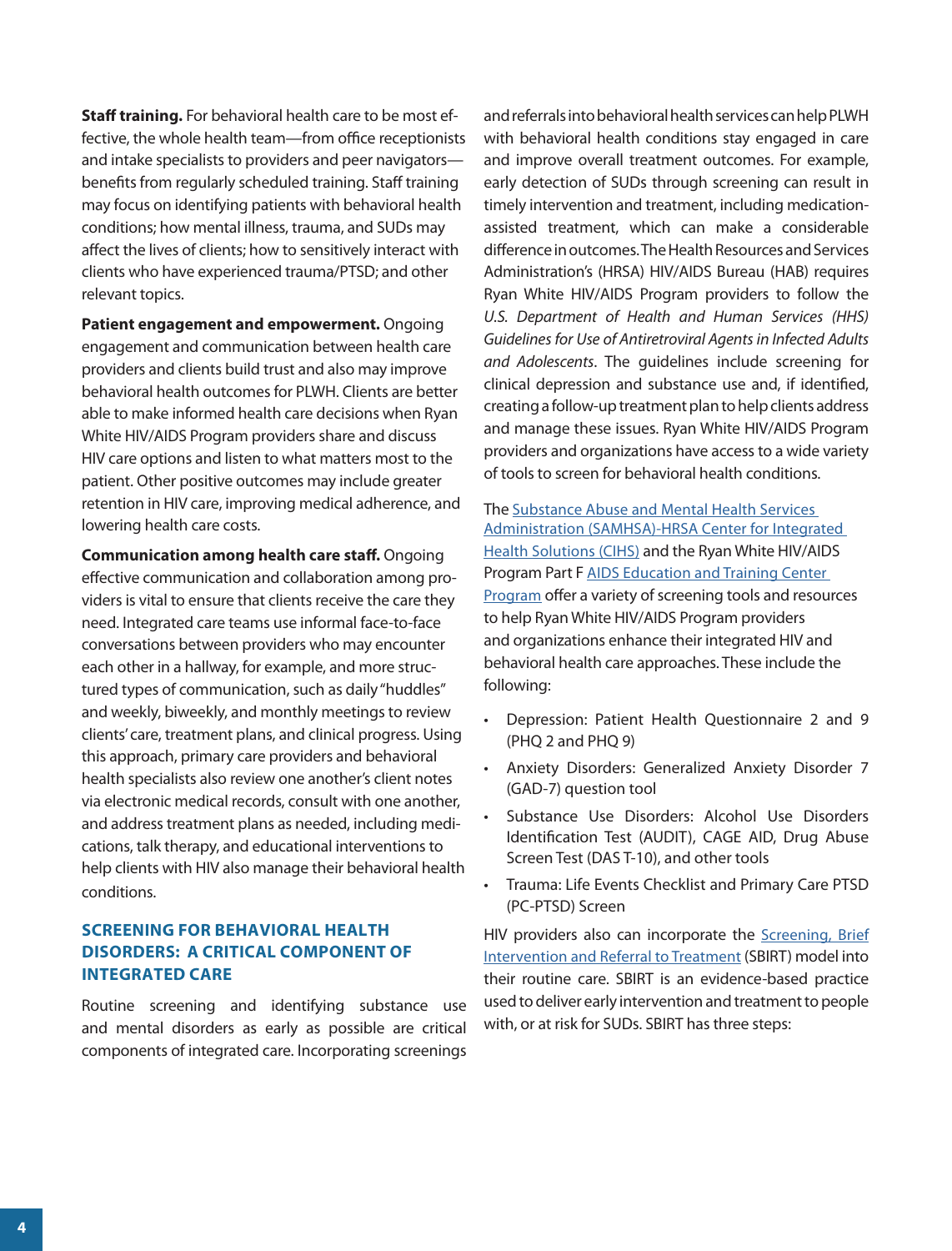**Staff training.** For behavioral health care to be most effective, the whole health team—from office receptionists and intake specialists to providers and peer navigators—benefits from regularly scheduled training. Staff training may focus on identifying patients with behavioral health conditions; how mental illness, trauma, and SUDs may affect the lives of clients; how to sensitively interact with clients who have experienced trauma/PTSD; and other relevant topics.

**Patient engagement and empowerment.** Ongoing engagement and communication between health care providers and clients build trust and also may improve behavioral health outcomes for PLWH. Clients are better able to make informed health care decisions when Ryan White HIV/AIDS Program providers share and discuss HIV care options and listen to what matters most to the patient. Other positive outcomes may include greater retention in HIV care, improving medical adherence, and lowering health care costs.

**Communication among health care staff.** Ongoing effective communication and collaboration among providers is vital to ensure that clients receive the care they need. Integrated care teams use informal face-to-face conversations between providers who may encounter each other in a hallway, for example, and more structured types of communication, such as daily "huddles" and weekly, biweekly, and monthly meetings to review clients' care, treatment plans, and clinical progress. Using this approach, primary care providers and behavioral health specialists also review one another's client notes via electronic medical records, consult with one another, and address treatment plans as needed, including medications, talk therapy, and educational interventions to help clients with HIV also manage their behavioral health conditions.

## SCREENING FOR BEHAVIORAL HEALTH DISORDERS: A CRITICAL COMPONENT OF INTEGRATED CARE

Routine screening and identifying substance use and mental disorders as early as possible are critical components of integrated care. Incorporating screenings and referrals into behavioral health services can help PLWH with behavioral health conditions stay engaged in care and improve overall treatment outcomes. For example, early detection of SUDs through screening can result in timely intervention and treatment, including medication-assisted treatment, which can make a considerable difference in outcomes. The Health Resources and Services Administration's (HRSA) HIV/AIDS Bureau (HAB) requires Ryan White HIV/AIDS Program providers to follow the *U.S. Department of Health and Human Services (HHS) Guidelines for Use of Antiretroviral Agents in Infected Adults and Adolescents*. The guidelines include screening for clinical depression and substance use and, if identified, creating a follow-up treatment plan to help clients address and manage these issues. Ryan White HIV/AIDS Program providers and organizations have access to a wide variety of tools to screen for behavioral health conditions.

The Substance Abuse and Mental Health Services Administration (SAMHSA)-HRSA Center for Integrated Health Solutions (CIHS) and the Ryan White HIV/AIDS Program Part F AIDS Education and Training Center Program offer a variety of screening tools and resources to help Ryan White HIV/AIDS Program providers and organizations enhance their integrated HIV and behavioral health care approaches. These include the following:

- Depression: Patient Health Questionnaire 2 and 9 (PHQ 2 and PHQ 9)
- Anxiety Disorders: Generalized Anxiety Disorder 7 (GAD-7) question tool
- Substance Use Disorders: Alcohol Use Disorders Identification Test (AUDIT), CAGE AID, Drug Abuse Screen Test (DAS T-10), and other tools
- Trauma: Life Events Checklist and Primary Care PTSD (PC-PTSD) Screen

HIV providers also can incorporate the Screening, Brief Intervention and Referral to Treatment (SBIRT) model into their routine care. SBIRT is an evidence-based practice used to deliver early intervention and treatment to people with, or at risk for SUDs. SBIRT has three steps: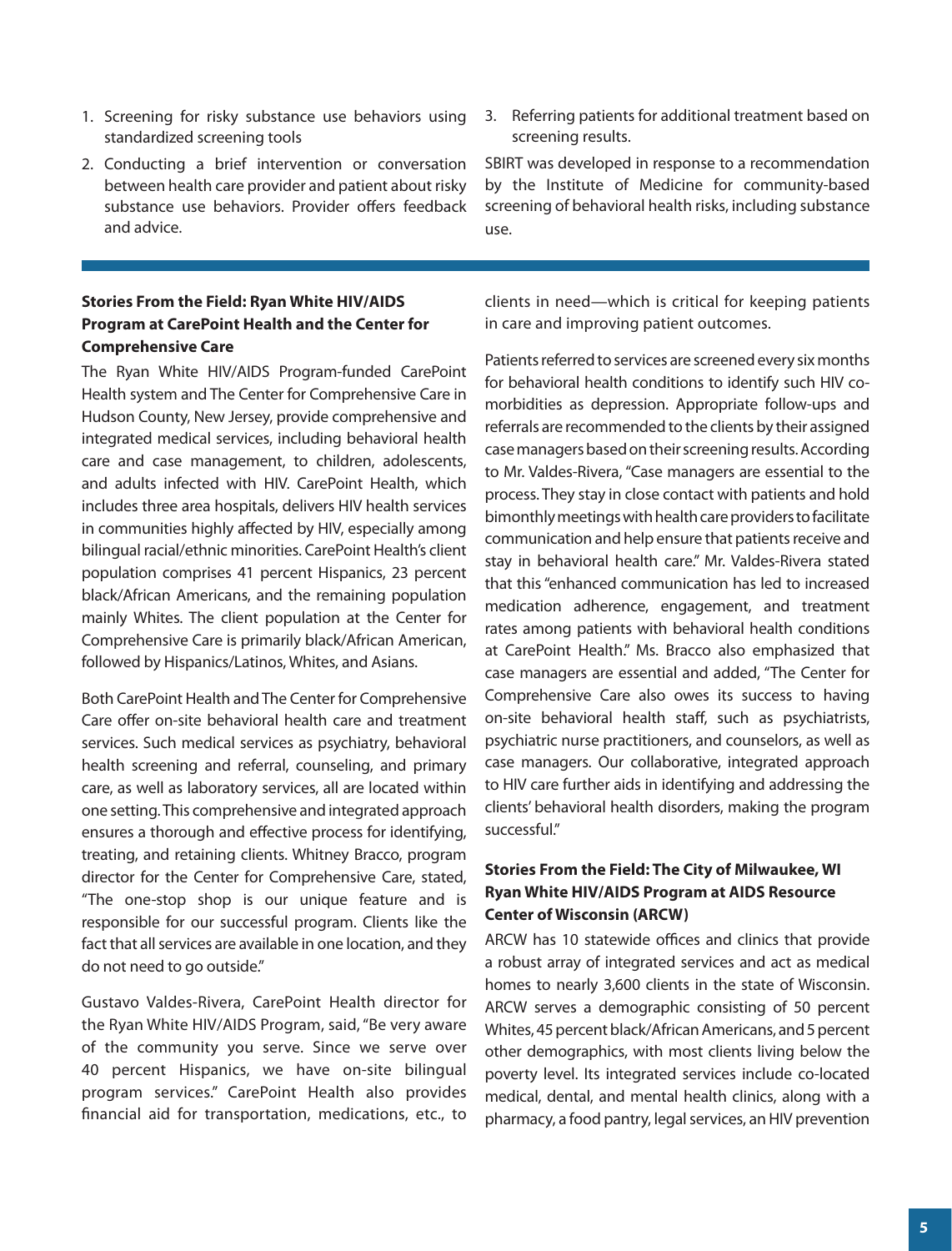1. Screening for risky substance use behaviors using standardized screening tools
2. Conducting a brief intervention or conversation between health care provider and patient about risky substance use behaviors. Provider offers feedback and advice.
3. Referring patients for additional treatment based on screening results.

SBIRT was developed in response to a recommendation by the Institute of Medicine for community-based screening of behavioral health risks, including substance use.

### Stories From the Field: Ryan White HIV/AIDS Program at CarePoint Health and the Center for Comprehensive Care

The Ryan White HIV/AIDS Program-funded CarePoint Health system and The Center for Comprehensive Care in Hudson County, New Jersey, provide comprehensive and integrated medical services, including behavioral health care and case management, to children, adolescents, and adults infected with HIV. CarePoint Health, which includes three area hospitals, delivers HIV health services in communities highly affected by HIV, especially among bilingual racial/ethnic minorities. CarePoint Health's client population comprises 41 percent Hispanics, 23 percent black/African Americans, and the remaining population mainly Whites. The client population at the Center for Comprehensive Care is primarily black/African American, followed by Hispanics/Latinos, Whites, and Asians.

Both CarePoint Health and The Center for Comprehensive Care offer on-site behavioral health care and treatment services. Such medical services as psychiatry, behavioral health screening and referral, counseling, and primary care, as well as laboratory services, all are located within one setting. This comprehensive and integrated approach ensures a thorough and effective process for identifying, treating, and retaining clients. Whitney Bracco, program director for the Center for Comprehensive Care, stated, "The one-stop shop is our unique feature and is responsible for our successful program. Clients like the fact that all services are available in one location, and they do not need to go outside."

Gustavo Valdes-Rivera, CarePoint Health director for the Ryan White HIV/AIDS Program, said, "Be very aware of the community you serve. Since we serve over 40 percent Hispanics, we have on-site bilingual program services." CarePoint Health also provides financial aid for transportation, medications, etc., to clients in need—which is critical for keeping patients in care and improving patient outcomes.

Patients referred to services are screened every six months for behavioral health conditions to identify such HIV co-morbidities as depression. Appropriate follow-ups and referrals are recommended to the clients by their assigned case managers based on their screening results. According to Mr. Valdes-Rivera, "Case managers are essential to the process. They stay in close contact with patients and hold bimonthly meetings with health care providers to facilitate communication and help ensure that patients receive and stay in behavioral health care." Mr. Valdes-Rivera stated that this "enhanced communication has led to increased medication adherence, engagement, and treatment rates among patients with behavioral health conditions at CarePoint Health." Ms. Bracco also emphasized that case managers are essential and added, "The Center for Comprehensive Care also owes its success to having on-site behavioral health staff, such as psychiatrists, psychiatric nurse practitioners, and counselors, as well as case managers. Our collaborative, integrated approach to HIV care further aids in identifying and addressing the clients' behavioral health disorders, making the program successful."

### Stories From the Field: The City of Milwaukee, WI Ryan White HIV/AIDS Program at AIDS Resource Center of Wisconsin (ARCW)

ARCW has 10 statewide offices and clinics that provide a robust array of integrated services and act as medical homes to nearly 3,600 clients in the state of Wisconsin. ARCW serves a demographic consisting of 50 percent Whites, 45 percent black/African Americans, and 5 percent other demographics, with most clients living below the poverty level. Its integrated services include co-located medical, dental, and mental health clinics, along with a pharmacy, a food pantry, legal services, an HIV prevention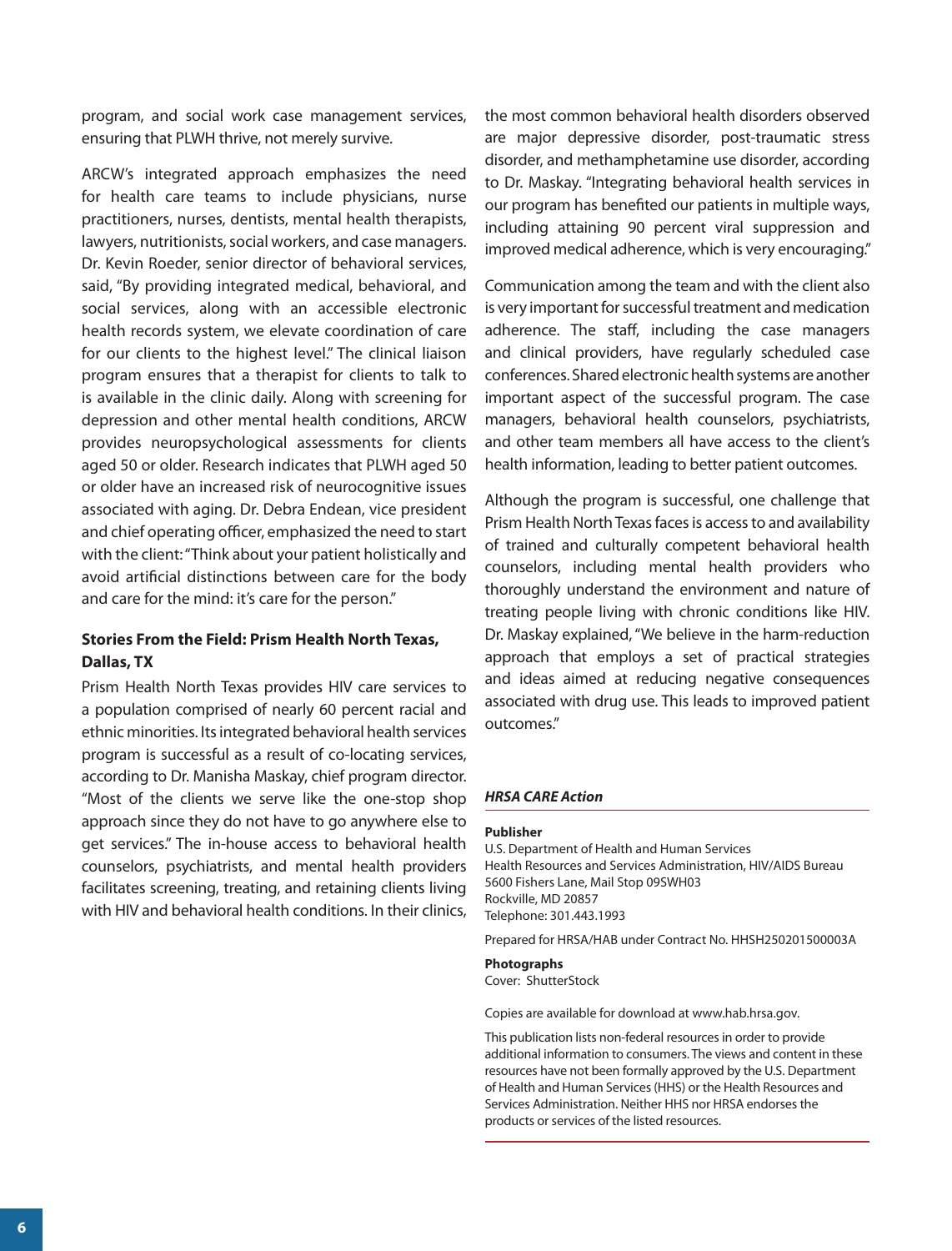program, and social work case management services, ensuring that PLWH thrive, not merely survive.

ARCW's integrated approach emphasizes the need for health care teams to include physicians, nurse practitioners, nurses, dentists, mental health therapists, lawyers, nutritionists, social workers, and case managers. Dr. Kevin Roeder, senior director of behavioral services, said, "By providing integrated medical, behavioral, and social services, along with an accessible electronic health records system, we elevate coordination of care for our clients to the highest level." The clinical liaison program ensures that a therapist for clients to talk to is available in the clinic daily. Along with screening for depression and other mental health conditions, ARCW provides neuropsychological assessments for clients aged 50 or older. Research indicates that PLWH aged 50 or older have an increased risk of neurocognitive issues associated with aging. Dr. Debra Endean, vice president and chief operating officer, emphasized the need to start with the client: "Think about your patient holistically and avoid artificial distinctions between care for the body and care for the mind: it's care for the person."

### Stories From the Field: Prism Health North Texas, Dallas, TX

Prism Health North Texas provides HIV care services to a population comprised of nearly 60 percent racial and ethnic minorities. Its integrated behavioral health services program is successful as a result of co-locating services, according to Dr. Manisha Maskay, chief program director. "Most of the clients we serve like the one-stop shop approach since they do not have to go anywhere else to get services." The in-house access to behavioral health counselors, psychiatrists, and mental health providers facilitates screening, treating, and retaining clients living with HIV and behavioral health conditions. In their clinics, the most common behavioral health disorders observed are major depressive disorder, post-traumatic stress disorder, and methamphetamine use disorder, according to Dr. Maskay. "Integrating behavioral health services in our program has benefited our patients in multiple ways, including attaining 90 percent viral suppression and improved medical adherence, which is very encouraging."

Communication among the team and with the client also is very important for successful treatment and medication adherence. The staff, including the case managers and clinical providers, have regularly scheduled case conferences. Shared electronic health systems are another important aspect of the successful program. The case managers, behavioral health counselors, psychiatrists, and other team members all have access to the client's health information, leading to better patient outcomes.

Although the program is successful, one challenge that Prism Health North Texas faces is access to and availability of trained and culturally competent behavioral health counselors, including mental health providers who thoroughly understand the environment and nature of treating people living with chronic conditions like HIV. Dr. Maskay explained, "We believe in the harm-reduction approach that employs a set of practical strategies and ideas aimed at reducing negative consequences associated with drug use. This leads to improved patient outcomes."

***HRSA CARE Action***

**Publisher**
U.S. Department of Health and Human Services
Health Resources and Services Administration, HIV/AIDS Bureau
5600 Fishers Lane, Mail Stop 09SWH03
Rockville, MD 20857
Telephone: 301.443.1993

Prepared for HRSA/HAB under Contract No. HHSH250201500003A

**Photographs**
Cover: ShutterStock

Copies are available for download at www.hab.hrsa.gov.

This publication lists non-federal resources in order to provide additional information to consumers. The views and content in these resources have not been formally approved by the U.S. Department of Health and Human Services (HHS) or the Health Resources and Services Administration. Neither HHS nor HRSA endorses the products or services of the listed resources.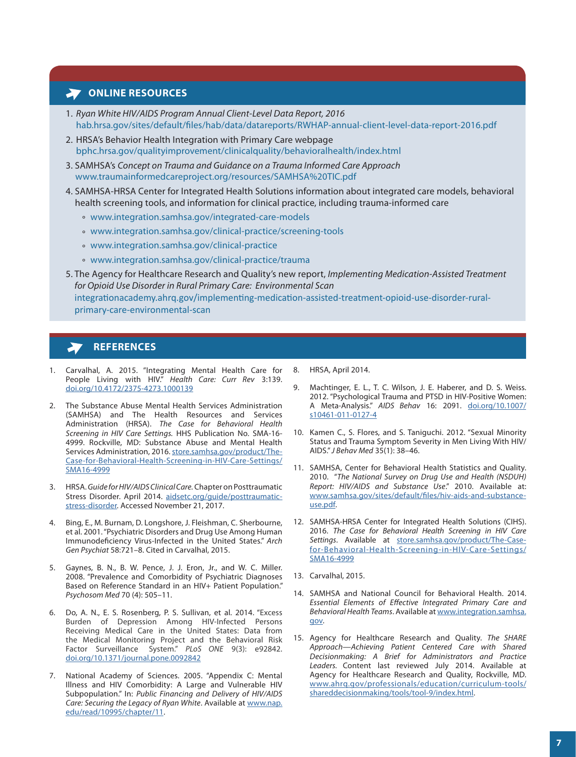## ONLINE RESOURCES

1. *Ryan White HIV/AIDS Program Annual Client-Level Data Report, 2016*
   hab.hrsa.gov/sites/default/files/hab/data/datareports/RWHAP-annual-client-level-data-report-2016.pdf
2. HRSA's Behavior Health Integration with Primary Care webpage
   bphc.hrsa.gov/qualityimprovement/clinicalquality/behavioralhealth/index.html
3. SAMHSA's *Concept on Trauma and Guidance on a Trauma Informed Care Approach*
   www.traumainformedcareproject.org/resources/SAMHSA%20TIC.pdf
4. SAMHSA-HRSA Center for Integrated Health Solutions information about integrated care models, behavioral health screening tools, and information for clinical practice, including trauma-informed care
   - www.integration.samhsa.gov/integrated-care-models
   - www.integration.samhsa.gov/clinical-practice/screening-tools
   - www.integration.samhsa.gov/clinical-practice
   - www.integration.samhsa.gov/clinical-practice/trauma
5. The Agency for Healthcare Research and Quality's new report, *Implementing Medication-Assisted Treatment for Opioid Use Disorder in Rural Primary Care: Environmental Scan*
   integrationacademy.ahrq.gov/implementing-medication-assisted-treatment-opioid-use-disorder-rural-primary-care-environmental-scan

## REFERENCES

1. Carvalhal, A. 2015. "Integrating Mental Health Care for People Living with HIV." *Health Care: Curr Rev* 3:139. doi.org/10.4172/2375-4273.1000139
2. The Substance Abuse Mental Health Services Administration (SAMHSA) and The Health Resources and Services Administration (HRSA). *The Case for Behavioral Health Screening in HIV Care Settings.* HHS Publication No. SMA-16-4999. Rockville, MD: Substance Abuse and Mental Health Services Administration, 2016. store.samhsa.gov/product/The-Case-for-Behavioral-Health-Screening-in-HIV-Care-Settings/SMA16-4999
3. HRSA. *Guide for HIV/AIDS Clinical Care.* Chapter on Posttraumatic Stress Disorder. April 2014. aidsetc.org/guide/posttraumatic-stress-disorder. Accessed November 21, 2017.
4. Bing, E., M. Burnam, D. Longshore, J. Fleishman, C. Sherbourne, et al. 2001. "Psychiatric Disorders and Drug Use Among Human Immunodeficiency Virus-Infected in the United States." *Arch Gen Psychiat* 58:721–8. Cited in Carvalhal, 2015.
5. Gaynes, B. N., B. W. Pence, J. J. Eron, Jr., and W. C. Miller. 2008. "Prevalence and Comorbidity of Psychiatric Diagnoses Based on Reference Standard in an HIV+ Patient Population." *Psychosom Med* 70 (4): 505–11.
6. Do, A. N., E. S. Rosenberg, P. S. Sullivan, et al. 2014. "Excess Burden of Depression Among HIV-Infected Persons Receiving Medical Care in the United States: Data from the Medical Monitoring Project and the Behavioral Risk Factor Surveillance System." *PLoS ONE* 9(3): e92842. doi.org/10.1371/journal.pone.0092842
7. National Academy of Sciences. 2005. "Appendix C: Mental Illness and HIV Comorbidity: A Large and Vulnerable HIV Subpopulation." In: *Public Financing and Delivery of HIV/AIDS Care: Securing the Legacy of Ryan White*. Available at www.nap.edu/read/10995/chapter/11.
8. HRSA, April 2014.
9. Machtinger, E. L., T. C. Wilson, J. E. Haberer, and D. S. Weiss. 2012. "Psychological Trauma and PTSD in HIV-Positive Women: A Meta-Analysis." *AIDS Behav* 16: 2091. doi.org/10.1007/s10461-011-0127-4
10. Kamen C., S. Flores, and S. Taniguchi. 2012. "Sexual Minority Status and Trauma Symptom Severity in Men Living With HIV/AIDS." *J Behav Med* 35(1): 38–46.
11. SAMHSA, Center for Behavioral Health Statistics and Quality. 2010. "*The National Survey on Drug Use and Health (NSDUH) Report: HIV/AIDS and Substance Use*." 2010. Available at: www.samhsa.gov/sites/default/files/hiv-aids-and-substance-use.pdf.
12. SAMHSA-HRSA Center for Integrated Health Solutions (CIHS). 2016. *The Case for Behavioral Health Screening in HIV Care Settings*. Available at store.samhsa.gov/product/The-Case-for-Behavioral-Health-Screening-in-HIV-Care-Settings/SMA16-4999
13. Carvalhal, 2015.
14. SAMHSA and National Council for Behavioral Health. 2014. *Essential Elements of Effective Integrated Primary Care and Behavioral Health Teams*. Available at www.integration.samhsa.gov.
15. Agency for Healthcare Research and Quality. *The SHARE Approach—Achieving Patient Centered Care with Shared Decisionmaking: A Brief for Administrators and Practice Leaders*. Content last reviewed July 2014. Available at Agency for Healthcare Research and Quality, Rockville, MD. www.ahrq.gov/professionals/education/curriculum-tools/shareddecisionmaking/tools/tool-9/index.html.